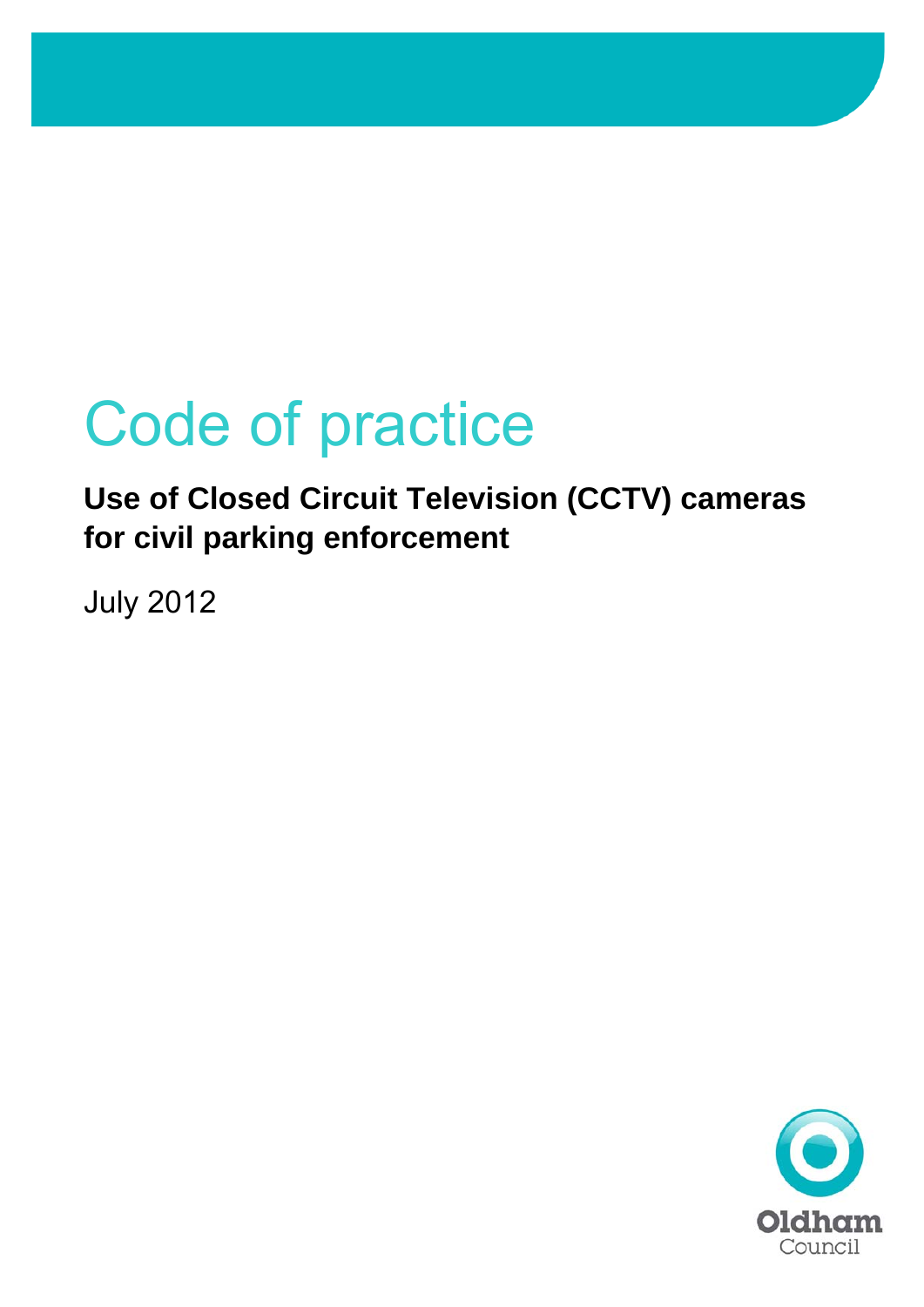# Code of practice

**Use of Closed Circuit Television (CCTV) cameras for civil parking enforcement**

July 2012

Oldham Council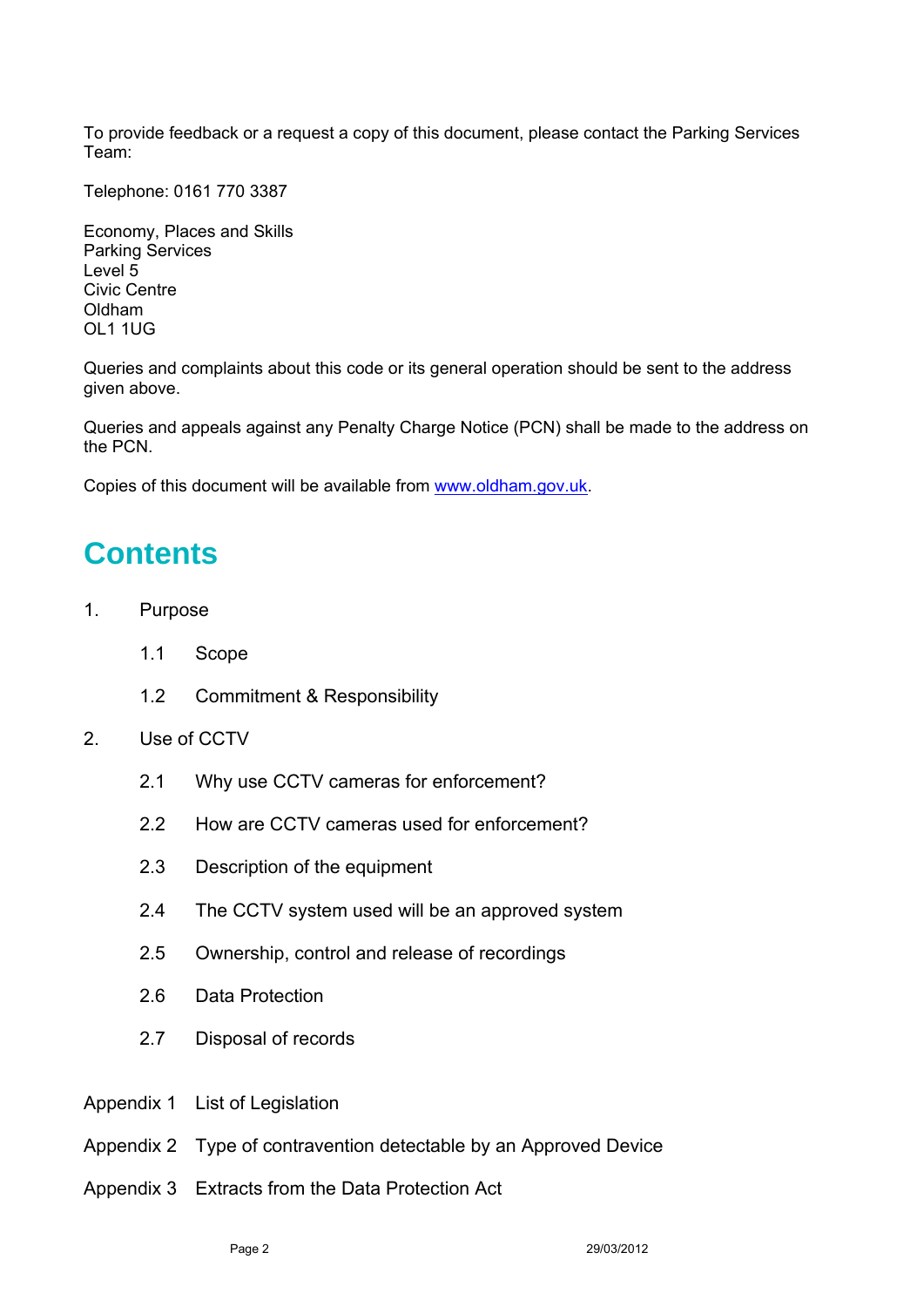To provide feedback or a request a copy of this document, please contact the Parking Services Team:

Telephone: 0161 770 3387

Economy, Places and Skills
Parking Services
Level 5
Civic Centre
Oldham
OL1 1UG

Queries and complaints about this code or its general operation should be sent to the address given above.

Queries and appeals against any Penalty Charge Notice (PCN) shall be made to the address on the PCN.

Copies of this document will be available from [www.oldham.gov.uk](http://www.oldham.gov.uk).

# Contents

1. Purpose
   - 1.1 Scope
   - 1.2 Commitment & Responsibility
2. Use of CCTV
   - 2.1 Why use CCTV cameras for enforcement?
   - 2.2 How are CCTV cameras used for enforcement?
   - 2.3 Description of the equipment
   - 2.4 The CCTV system used will be an approved system
   - 2.5 Ownership, control and release of recordings
   - 2.6 Data Protection
   - 2.7 Disposal of records

Appendix 1 List of Legislation

Appendix 2 Type of contravention detectable by an Approved Device

Appendix 3 Extracts from the Data Protection Act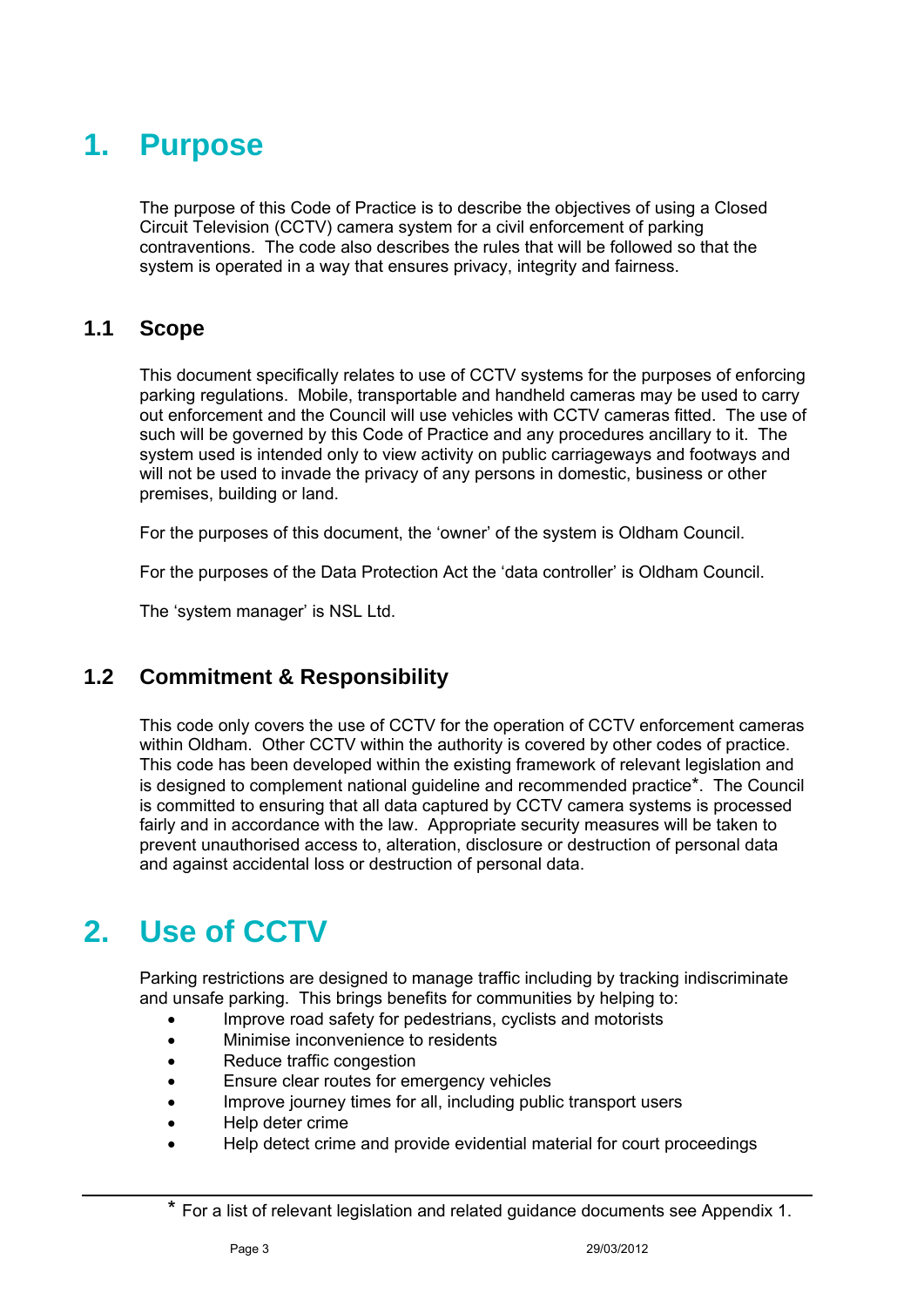# 1. Purpose

The purpose of this Code of Practice is to describe the objectives of using a Closed Circuit Television (CCTV) camera system for a civil enforcement of parking contraventions. The code also describes the rules that will be followed so that the system is operated in a way that ensures privacy, integrity and fairness.

## 1.1 Scope

This document specifically relates to use of CCTV systems for the purposes of enforcing parking regulations. Mobile, transportable and handheld cameras may be used to carry out enforcement and the Council will use vehicles with CCTV cameras fitted. The use of such will be governed by this Code of Practice and any procedures ancillary to it. The system used is intended only to view activity on public carriageways and footways and will not be used to invade the privacy of any persons in domestic, business or other premises, building or land.

For the purposes of this document, the 'owner' of the system is Oldham Council.

For the purposes of the Data Protection Act the 'data controller' is Oldham Council.

The 'system manager' is NSL Ltd.

## 1.2 Commitment & Responsibility

This code only covers the use of CCTV for the operation of CCTV enforcement cameras within Oldham. Other CCTV within the authority is covered by other codes of practice. This code has been developed within the existing framework of relevant legislation and is designed to complement national guideline and recommended practice*. The Council is committed to ensuring that all data captured by CCTV camera systems is processed fairly and in accordance with the law. Appropriate security measures will be taken to prevent unauthorised access to, alteration, disclosure or destruction of personal data and against accidental loss or destruction of personal data.

# 2. Use of CCTV

Parking restrictions are designed to manage traffic including by tracking indiscriminate and unsafe parking. This brings benefits for communities by helping to:

- Improve road safety for pedestrians, cyclists and motorists
- Minimise inconvenience to residents
- Reduce traffic congestion
- Ensure clear routes for emergency vehicles
- Improve journey times for all, including public transport users
- Help deter crime
- Help detect crime and provide evidential material for court proceedings

---

* For a list of relevant legislation and related guidance documents see Appendix 1.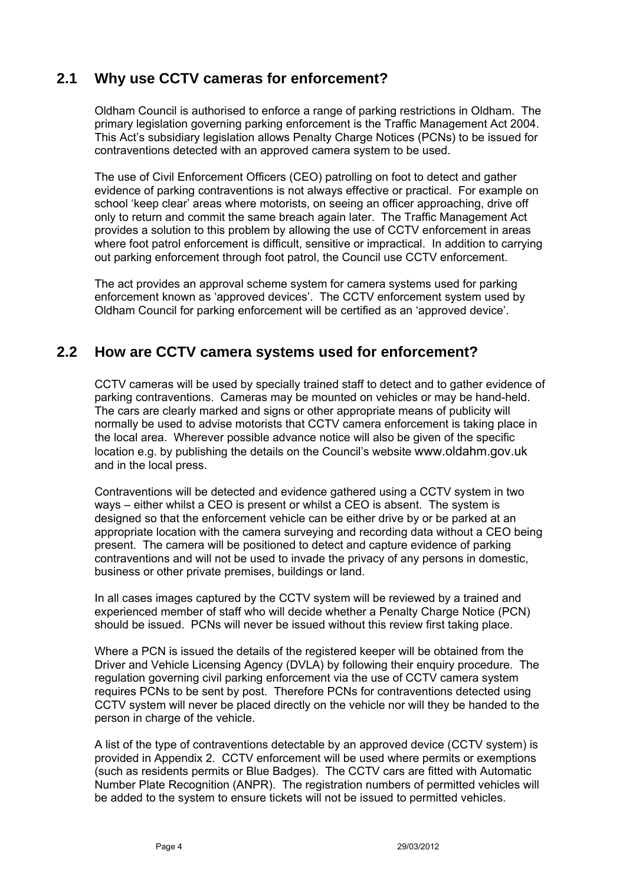## 2.1 Why use CCTV cameras for enforcement?

Oldham Council is authorised to enforce a range of parking restrictions in Oldham. The primary legislation governing parking enforcement is the Traffic Management Act 2004. This Act's subsidiary legislation allows Penalty Charge Notices (PCNs) to be issued for contraventions detected with an approved camera system to be used.

The use of Civil Enforcement Officers (CEO) patrolling on foot to detect and gather evidence of parking contraventions is not always effective or practical. For example on school 'keep clear' areas where motorists, on seeing an officer approaching, drive off only to return and commit the same breach again later. The Traffic Management Act provides a solution to this problem by allowing the use of CCTV enforcement in areas where foot patrol enforcement is difficult, sensitive or impractical. In addition to carrying out parking enforcement through foot patrol, the Council use CCTV enforcement.

The act provides an approval scheme system for camera systems used for parking enforcement known as 'approved devices'. The CCTV enforcement system used by Oldham Council for parking enforcement will be certified as an 'approved device'.

## 2.2 How are CCTV camera systems used for enforcement?

CCTV cameras will be used by specially trained staff to detect and to gather evidence of parking contraventions. Cameras may be mounted on vehicles or may be hand-held. The cars are clearly marked and signs or other appropriate means of publicity will normally be used to advise motorists that CCTV camera enforcement is taking place in the local area. Wherever possible advance notice will also be given of the specific location e.g. by publishing the details on the Council's website www.oldahm.gov.uk and in the local press.

Contraventions will be detected and evidence gathered using a CCTV system in two ways – either whilst a CEO is present or whilst a CEO is absent. The system is designed so that the enforcement vehicle can be either drive by or be parked at an appropriate location with the camera surveying and recording data without a CEO being present. The camera will be positioned to detect and capture evidence of parking contraventions and will not be used to invade the privacy of any persons in domestic, business or other private premises, buildings or land.

In all cases images captured by the CCTV system will be reviewed by a trained and experienced member of staff who will decide whether a Penalty Charge Notice (PCN) should be issued. PCNs will never be issued without this review first taking place.

Where a PCN is issued the details of the registered keeper will be obtained from the Driver and Vehicle Licensing Agency (DVLA) by following their enquiry procedure. The regulation governing civil parking enforcement via the use of CCTV camera system requires PCNs to be sent by post. Therefore PCNs for contraventions detected using CCTV system will never be placed directly on the vehicle nor will they be handed to the person in charge of the vehicle.

A list of the type of contraventions detectable by an approved device (CCTV system) is provided in Appendix 2. CCTV enforcement will be used where permits or exemptions (such as residents permits or Blue Badges). The CCTV cars are fitted with Automatic Number Plate Recognition (ANPR). The registration numbers of permitted vehicles will be added to the system to ensure tickets will not be issued to permitted vehicles.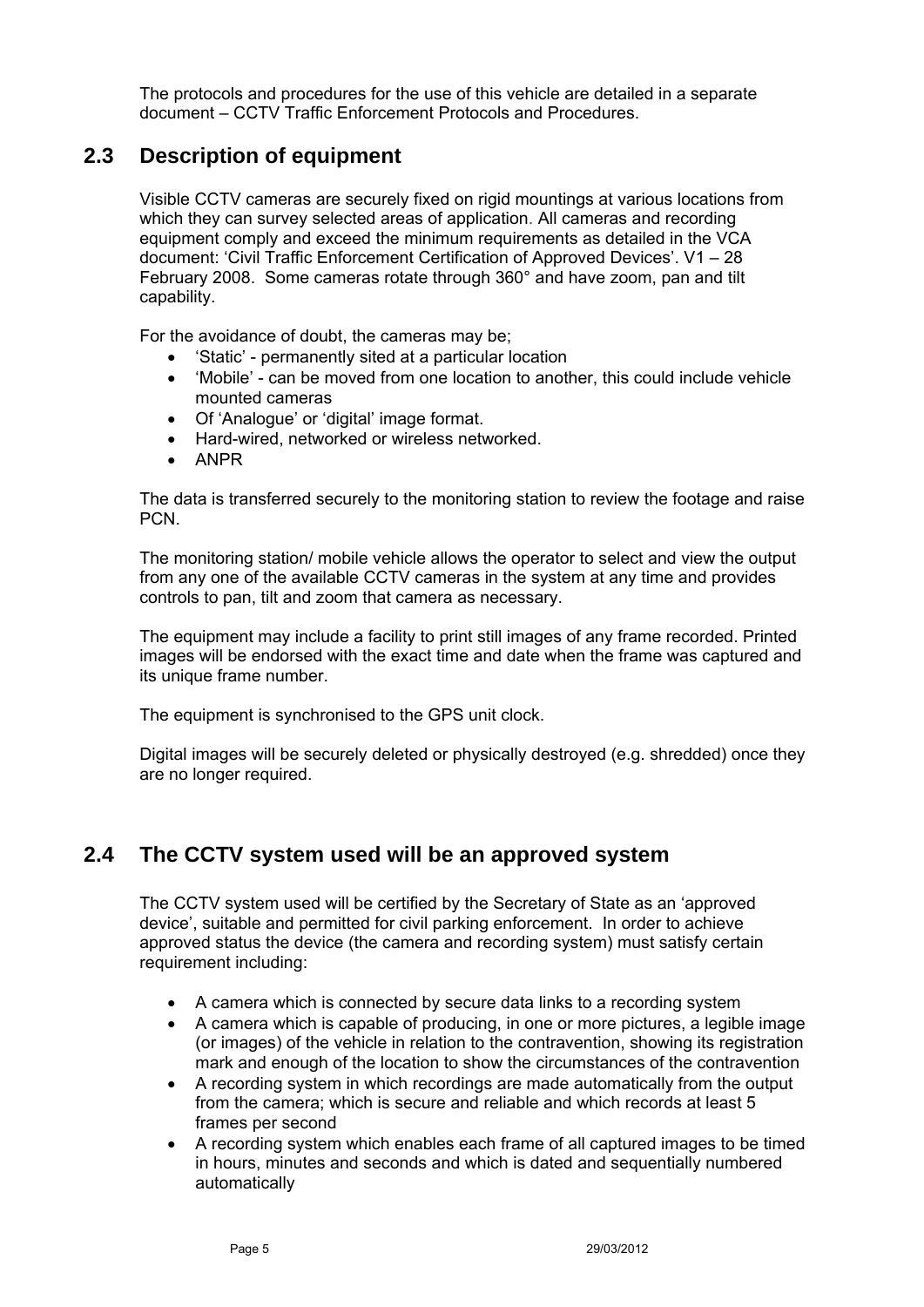The protocols and procedures for the use of this vehicle are detailed in a separate document – CCTV Traffic Enforcement Protocols and Procedures.

## 2.3 Description of equipment

Visible CCTV cameras are securely fixed on rigid mountings at various locations from which they can survey selected areas of application. All cameras and recording equipment comply and exceed the minimum requirements as detailed in the VCA document: 'Civil Traffic Enforcement Certification of Approved Devices'. V1 – 28 February 2008. Some cameras rotate through 360° and have zoom, pan and tilt capability.

For the avoidance of doubt, the cameras may be;

- 'Static' - permanently sited at a particular location
- 'Mobile' - can be moved from one location to another, this could include vehicle mounted cameras
- Of 'Analogue' or 'digital' image format.
- Hard-wired, networked or wireless networked.
- ANPR

The data is transferred securely to the monitoring station to review the footage and raise PCN.

The monitoring station/ mobile vehicle allows the operator to select and view the output from any one of the available CCTV cameras in the system at any time and provides controls to pan, tilt and zoom that camera as necessary.

The equipment may include a facility to print still images of any frame recorded. Printed images will be endorsed with the exact time and date when the frame was captured and its unique frame number.

The equipment is synchronised to the GPS unit clock.

Digital images will be securely deleted or physically destroyed (e.g. shredded) once they are no longer required.

## 2.4 The CCTV system used will be an approved system

The CCTV system used will be certified by the Secretary of State as an 'approved device', suitable and permitted for civil parking enforcement. In order to achieve approved status the device (the camera and recording system) must satisfy certain requirement including:

- A camera which is connected by secure data links to a recording system
- A camera which is capable of producing, in one or more pictures, a legible image (or images) of the vehicle in relation to the contravention, showing its registration mark and enough of the location to show the circumstances of the contravention
- A recording system in which recordings are made automatically from the output from the camera; which is secure and reliable and which records at least 5 frames per second
- A recording system which enables each frame of all captured images to be timed in hours, minutes and seconds and which is dated and sequentially numbered automatically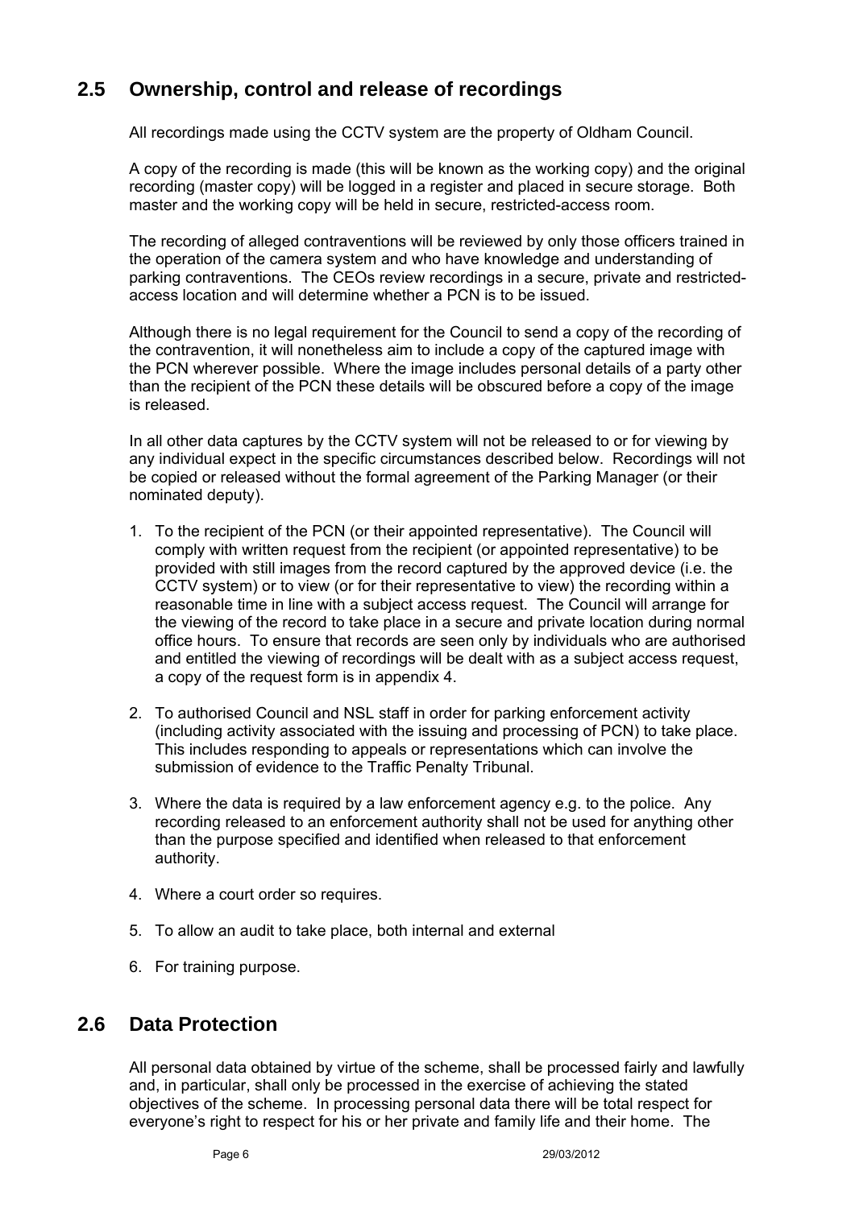## 2.5 Ownership, control and release of recordings

All recordings made using the CCTV system are the property of Oldham Council.

A copy of the recording is made (this will be known as the working copy) and the original recording (master copy) will be logged in a register and placed in secure storage. Both master and the working copy will be held in secure, restricted-access room.

The recording of alleged contraventions will be reviewed by only those officers trained in the operation of the camera system and who have knowledge and understanding of parking contraventions. The CEOs review recordings in a secure, private and restricted-access location and will determine whether a PCN is to be issued.

Although there is no legal requirement for the Council to send a copy of the recording of the contravention, it will nonetheless aim to include a copy of the captured image with the PCN wherever possible. Where the image includes personal details of a party other than the recipient of the PCN these details will be obscured before a copy of the image is released.

In all other data captures by the CCTV system will not be released to or for viewing by any individual expect in the specific circumstances described below. Recordings will not be copied or released without the formal agreement of the Parking Manager (or their nominated deputy).

1. To the recipient of the PCN (or their appointed representative). The Council will comply with written request from the recipient (or appointed representative) to be provided with still images from the record captured by the approved device (i.e. the CCTV system) or to view (or for their representative to view) the recording within a reasonable time in line with a subject access request. The Council will arrange for the viewing of the record to take place in a secure and private location during normal office hours. To ensure that records are seen only by individuals who are authorised and entitled the viewing of recordings will be dealt with as a subject access request, a copy of the request form is in appendix 4.

2. To authorised Council and NSL staff in order for parking enforcement activity (including activity associated with the issuing and processing of PCN) to take place. This includes responding to appeals or representations which can involve the submission of evidence to the Traffic Penalty Tribunal.

3. Where the data is required by a law enforcement agency e.g. to the police. Any recording released to an enforcement authority shall not be used for anything other than the purpose specified and identified when released to that enforcement authority.

4. Where a court order so requires.

5. To allow an audit to take place, both internal and external

6. For training purpose.

## 2.6 Data Protection

All personal data obtained by virtue of the scheme, shall be processed fairly and lawfully and, in particular, shall only be processed in the exercise of achieving the stated objectives of the scheme. In processing personal data there will be total respect for everyone's right to respect for his or her private and family life and their home. The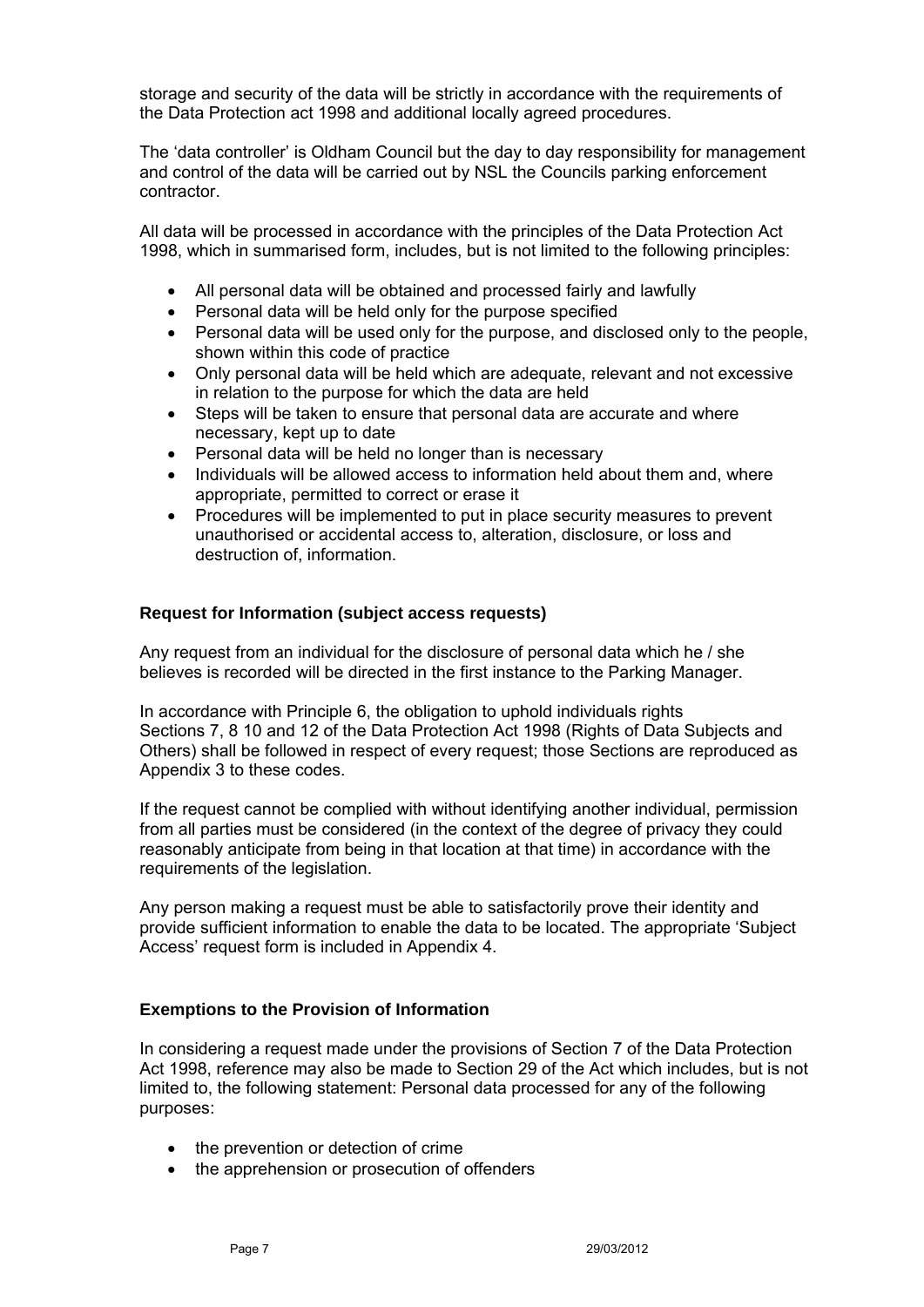storage and security of the data will be strictly in accordance with the requirements of the Data Protection act 1998 and additional locally agreed procedures.

The 'data controller' is Oldham Council but the day to day responsibility for management and control of the data will be carried out by NSL the Councils parking enforcement contractor.

All data will be processed in accordance with the principles of the Data Protection Act 1998, which in summarised form, includes, but is not limited to the following principles:

- All personal data will be obtained and processed fairly and lawfully
- Personal data will be held only for the purpose specified
- Personal data will be used only for the purpose, and disclosed only to the people, shown within this code of practice
- Only personal data will be held which are adequate, relevant and not excessive in relation to the purpose for which the data are held
- Steps will be taken to ensure that personal data are accurate and where necessary, kept up to date
- Personal data will be held no longer than is necessary
- Individuals will be allowed access to information held about them and, where appropriate, permitted to correct or erase it
- Procedures will be implemented to put in place security measures to prevent unauthorised or accidental access to, alteration, disclosure, or loss and destruction of, information.

**Request for Information (subject access requests)**

Any request from an individual for the disclosure of personal data which he / she believes is recorded will be directed in the first instance to the Parking Manager.

In accordance with Principle 6, the obligation to uphold individuals rights Sections 7, 8 10 and 12 of the Data Protection Act 1998 (Rights of Data Subjects and Others) shall be followed in respect of every request; those Sections are reproduced as Appendix 3 to these codes.

If the request cannot be complied with without identifying another individual, permission from all parties must be considered (in the context of the degree of privacy they could reasonably anticipate from being in that location at that time) in accordance with the requirements of the legislation.

Any person making a request must be able to satisfactorily prove their identity and provide sufficient information to enable the data to be located. The appropriate 'Subject Access' request form is included in Appendix 4.

**Exemptions to the Provision of Information**

In considering a request made under the provisions of Section 7 of the Data Protection Act 1998, reference may also be made to Section 29 of the Act which includes, but is not limited to, the following statement: Personal data processed for any of the following purposes:

- the prevention or detection of crime
- the apprehension or prosecution of offenders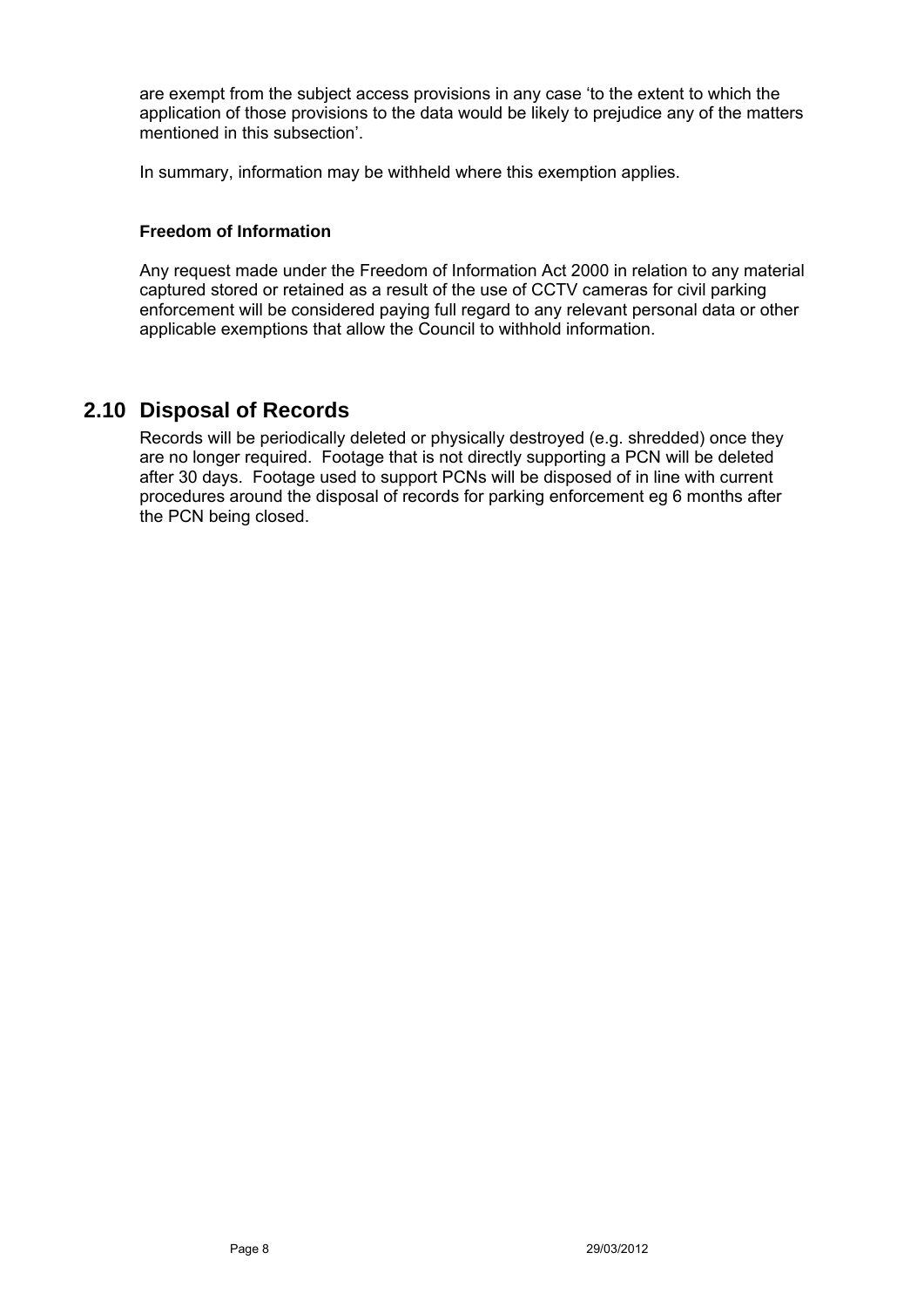are exempt from the subject access provisions in any case ‘to the extent to which the application of those provisions to the data would be likely to prejudice any of the matters mentioned in this subsection’.

In summary, information may be withheld where this exemption applies.

**Freedom of Information**

Any request made under the Freedom of Information Act 2000 in relation to any material captured stored or retained as a result of the use of CCTV cameras for civil parking enforcement will be considered paying full regard to any relevant personal data or other applicable exemptions that allow the Council to withhold information.

## 2.10 Disposal of Records

Records will be periodically deleted or physically destroyed (e.g. shredded) once they are no longer required. Footage that is not directly supporting a PCN will be deleted after 30 days. Footage used to support PCNs will be disposed of in line with current procedures around the disposal of records for parking enforcement eg 6 months after the PCN being closed.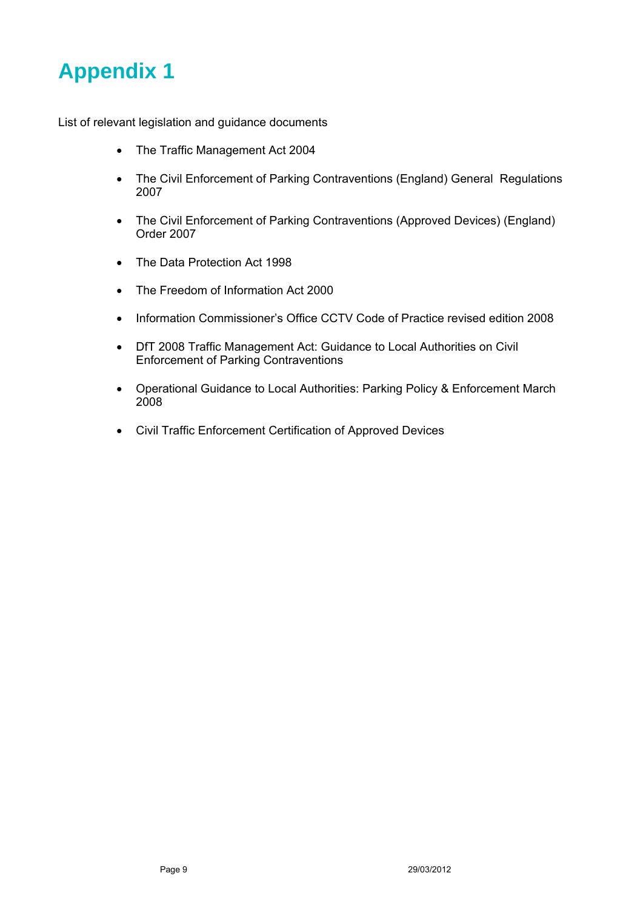# Appendix 1

List of relevant legislation and guidance documents

- The Traffic Management Act 2004
- The Civil Enforcement of Parking Contraventions (England) General Regulations 2007
- The Civil Enforcement of Parking Contraventions (Approved Devices) (England) Order 2007
- The Data Protection Act 1998
- The Freedom of Information Act 2000
- Information Commissioner's Office CCTV Code of Practice revised edition 2008
- DfT 2008 Traffic Management Act: Guidance to Local Authorities on Civil Enforcement of Parking Contraventions
- Operational Guidance to Local Authorities: Parking Policy & Enforcement March 2008
- Civil Traffic Enforcement Certification of Approved Devices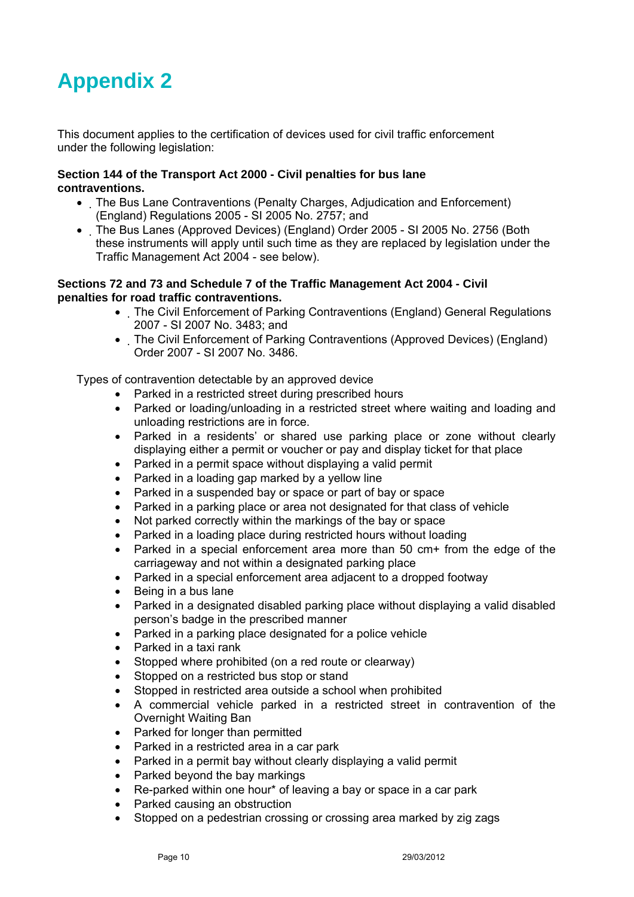# Appendix 2

This document applies to the certification of devices used for civil traffic enforcement under the following legislation:

**Section 144 of the Transport Act 2000 - Civil penalties for bus lane contraventions.**

- The Bus Lane Contraventions (Penalty Charges, Adjudication and Enforcement) (England) Regulations 2005 - SI 2005 No. 2757; and
- The Bus Lanes (Approved Devices) (England) Order 2005 - SI 2005 No. 2756 (Both these instruments will apply until such time as they are replaced by legislation under the Traffic Management Act 2004 - see below).

**Sections 72 and 73 and Schedule 7 of the Traffic Management Act 2004 - Civil penalties for road traffic contraventions.**

- The Civil Enforcement of Parking Contraventions (England) General Regulations 2007 - SI 2007 No. 3483; and
- The Civil Enforcement of Parking Contraventions (Approved Devices) (England) Order 2007 - SI 2007 No. 3486.

Types of contravention detectable by an approved device

- Parked in a restricted street during prescribed hours
- Parked or loading/unloading in a restricted street where waiting and loading and unloading restrictions are in force.
- Parked in a residents' or shared use parking place or zone without clearly displaying either a permit or voucher or pay and display ticket for that place
- Parked in a permit space without displaying a valid permit
- Parked in a loading gap marked by a yellow line
- Parked in a suspended bay or space or part of bay or space
- Parked in a parking place or area not designated for that class of vehicle
- Not parked correctly within the markings of the bay or space
- Parked in a loading place during restricted hours without loading
- Parked in a special enforcement area more than 50 cm+ from the edge of the carriageway and not within a designated parking place
- Parked in a special enforcement area adjacent to a dropped footway
- Being in a bus lane
- Parked in a designated disabled parking place without displaying a valid disabled person's badge in the prescribed manner
- Parked in a parking place designated for a police vehicle
- Parked in a taxi rank
- Stopped where prohibited (on a red route or clearway)
- Stopped on a restricted bus stop or stand
- Stopped in restricted area outside a school when prohibited
- A commercial vehicle parked in a restricted street in contravention of the Overnight Waiting Ban
- Parked for longer than permitted
- Parked in a restricted area in a car park
- Parked in a permit bay without clearly displaying a valid permit
- Parked beyond the bay markings
- Re-parked within one hour* of leaving a bay or space in a car park
- Parked causing an obstruction
- Stopped on a pedestrian crossing or crossing area marked by zig zags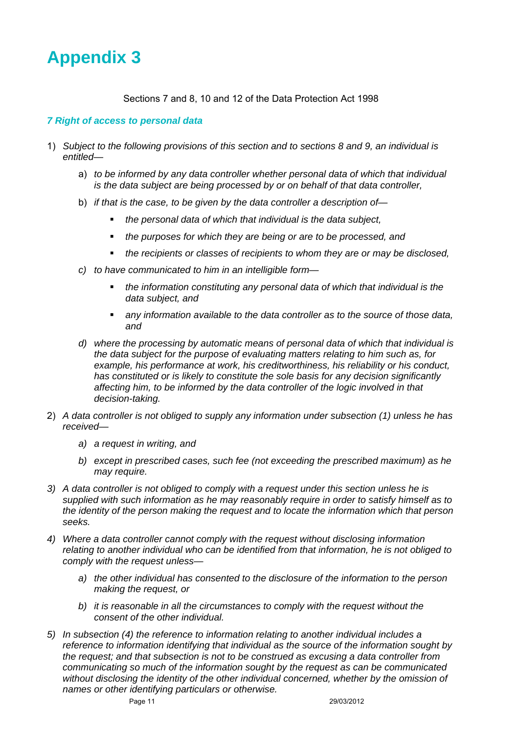# Appendix 3

Sections 7 and 8, 10 and 12 of the Data Protection Act 1998

### *7 Right of access to personal data*

1) *Subject to the following provisions of this section and to sections 8 and 9, an individual is entitled—*

   a) *to be informed by any data controller whether personal data of which that individual is the data subject are being processed by or on behalf of that data controller,*

   b) *if that is the case, to be given by the data controller a description of—*

      - *the personal data of which that individual is the data subject,*
      - *the purposes for which they are being or are to be processed, and*
      - *the recipients or classes of recipients to whom they are or may be disclosed,*

   *c) to have communicated to him in an intelligible form—*

      - *the information constituting any personal data of which that individual is the data subject, and*
      - *any information available to the data controller as to the source of those data, and*

   *d) where the processing by automatic means of personal data of which that individual is the data subject for the purpose of evaluating matters relating to him such as, for example, his performance at work, his creditworthiness, his reliability or his conduct, has constituted or is likely to constitute the sole basis for any decision significantly affecting him, to be informed by the data controller of the logic involved in that decision-taking.*

2) *A data controller is not obliged to supply any information under subsection (1) unless he has received—*

   *a) a request in writing, and*

   *b) except in prescribed cases, such fee (not exceeding the prescribed maximum) as he may require.*

*3) A data controller is not obliged to comply with a request under this section unless he is supplied with such information as he may reasonably require in order to satisfy himself as to the identity of the person making the request and to locate the information which that person seeks.*

*4) Where a data controller cannot comply with the request without disclosing information relating to another individual who can be identified from that information, he is not obliged to comply with the request unless—*

   *a) the other individual has consented to the disclosure of the information to the person making the request, or*

   *b) it is reasonable in all the circumstances to comply with the request without the consent of the other individual.*

*5) In subsection (4) the reference to information relating to another individual includes a reference to information identifying that individual as the source of the information sought by the request; and that subsection is not to be construed as excusing a data controller from communicating so much of the information sought by the request as can be communicated without disclosing the identity of the other individual concerned, whether by the omission of names or other identifying particulars or otherwise.*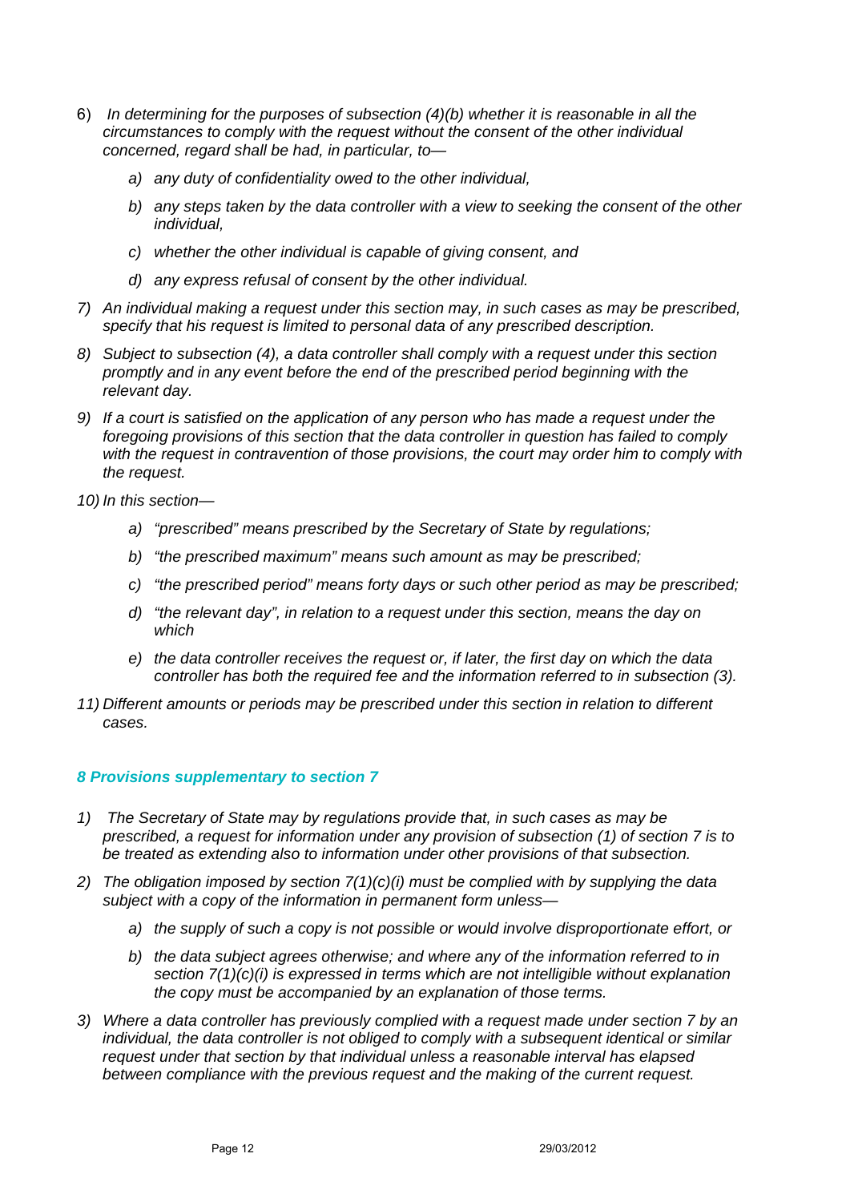6) *In determining for the purposes of subsection (4)(b) whether it is reasonable in all the circumstances to comply with the request without the consent of the other individual concerned, regard shall be had, in particular, to—*

   a) *any duty of confidentiality owed to the other individual,*

   b) *any steps taken by the data controller with a view to seeking the consent of the other individual,*

   c) *whether the other individual is capable of giving consent, and*

   d) *any express refusal of consent by the other individual.*

7) *An individual making a request under this section may, in such cases as may be prescribed, specify that his request is limited to personal data of any prescribed description.*

8) *Subject to subsection (4), a data controller shall comply with a request under this section promptly and in any event before the end of the prescribed period beginning with the relevant day.*

9) *If a court is satisfied on the application of any person who has made a request under the foregoing provisions of this section that the data controller in question has failed to comply with the request in contravention of those provisions, the court may order him to comply with the request.*

10) *In this section—*

   a) *"prescribed" means prescribed by the Secretary of State by regulations;*

   b) *"the prescribed maximum" means such amount as may be prescribed;*

   c) *"the prescribed period" means forty days or such other period as may be prescribed;*

   d) *"the relevant day", in relation to a request under this section, means the day on which*

   e) *the data controller receives the request or, if later, the first day on which the data controller has both the required fee and the information referred to in subsection (3).*

11) *Different amounts or periods may be prescribed under this section in relation to different cases.*

### *8 Provisions supplementary to section 7*

1) *The Secretary of State may by regulations provide that, in such cases as may be prescribed, a request for information under any provision of subsection (1) of section 7 is to be treated as extending also to information under other provisions of that subsection.*

2) *The obligation imposed by section 7(1)(c)(i) must be complied with by supplying the data subject with a copy of the information in permanent form unless—*

   a) *the supply of such a copy is not possible or would involve disproportionate effort, or*

   b) *the data subject agrees otherwise; and where any of the information referred to in section 7(1)(c)(i) is expressed in terms which are not intelligible without explanation the copy must be accompanied by an explanation of those terms.*

3) *Where a data controller has previously complied with a request made under section 7 by an individual, the data controller is not obliged to comply with a subsequent identical or similar request under that section by that individual unless a reasonable interval has elapsed between compliance with the previous request and the making of the current request.*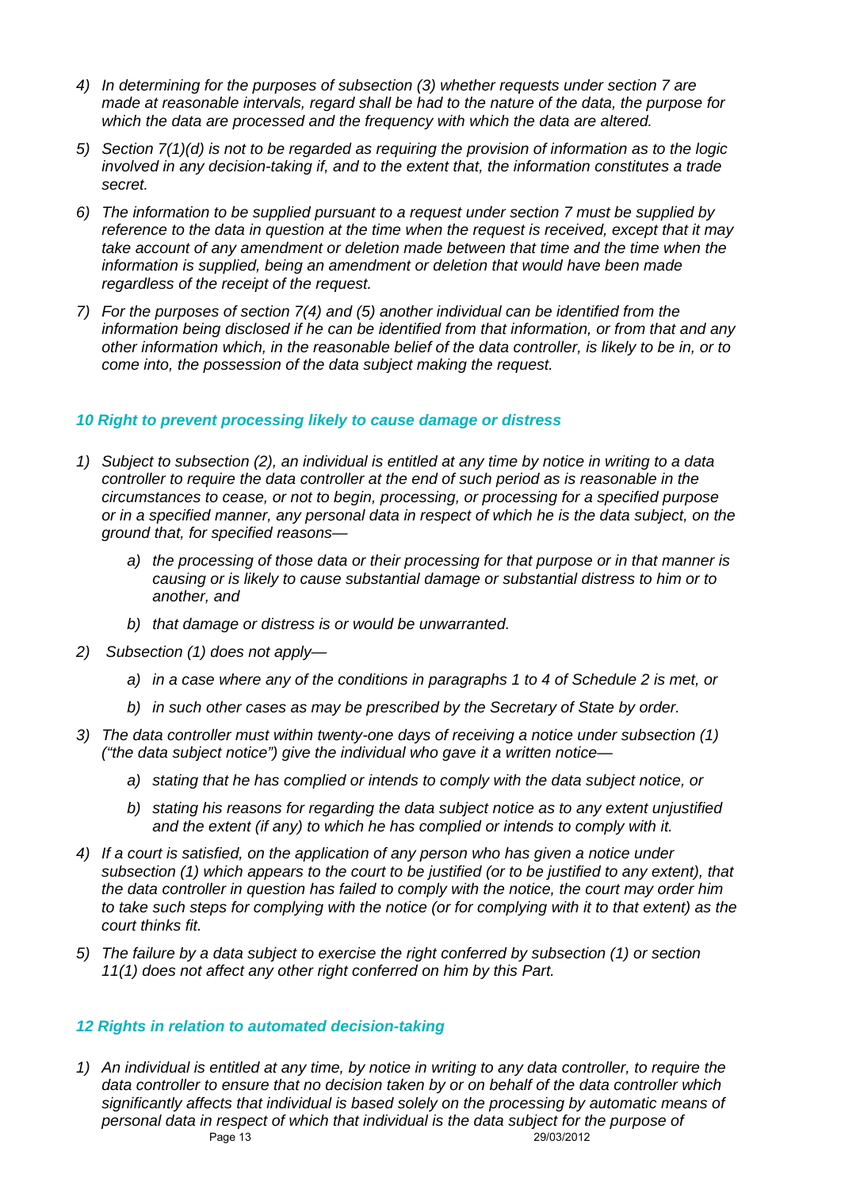4) *In determining for the purposes of subsection (3) whether requests under section 7 are made at reasonable intervals, regard shall be had to the nature of the data, the purpose for which the data are processed and the frequency with which the data are altered.*

5) *Section 7(1)(d) is not to be regarded as requiring the provision of information as to the logic involved in any decision-taking if, and to the extent that, the information constitutes a trade secret.*

6) *The information to be supplied pursuant to a request under section 7 must be supplied by reference to the data in question at the time when the request is received, except that it may take account of any amendment or deletion made between that time and the time when the information is supplied, being an amendment or deletion that would have been made regardless of the receipt of the request.*

7) *For the purposes of section 7(4) and (5) another individual can be identified from the information being disclosed if he can be identified from that information, or from that and any other information which, in the reasonable belief of the data controller, is likely to be in, or to come into, the possession of the data subject making the request.*

### *10 Right to prevent processing likely to cause damage or distress*

1) *Subject to subsection (2), an individual is entitled at any time by notice in writing to a data controller to require the data controller at the end of such period as is reasonable in the circumstances to cease, or not to begin, processing, or processing for a specified purpose or in a specified manner, any personal data in respect of which he is the data subject, on the ground that, for specified reasons—*
    a) *the processing of those data or their processing for that purpose or in that manner is causing or is likely to cause substantial damage or substantial distress to him or to another, and*
    b) *that damage or distress is or would be unwarranted.*

2) *Subsection (1) does not apply—*
    a) *in a case where any of the conditions in paragraphs 1 to 4 of Schedule 2 is met, or*
    b) *in such other cases as may be prescribed by the Secretary of State by order.*

3) *The data controller must within twenty-one days of receiving a notice under subsection (1) ("the data subject notice") give the individual who gave it a written notice—*
    a) *stating that he has complied or intends to comply with the data subject notice, or*
    b) *stating his reasons for regarding the data subject notice as to any extent unjustified and the extent (if any) to which he has complied or intends to comply with it.*

4) *If a court is satisfied, on the application of any person who has given a notice under subsection (1) which appears to the court to be justified (or to be justified to any extent), that the data controller in question has failed to comply with the notice, the court may order him to take such steps for complying with the notice (or for complying with it to that extent) as the court thinks fit.*

5) *The failure by a data subject to exercise the right conferred by subsection (1) or section 11(1) does not affect any other right conferred on him by this Part.*

### *12 Rights in relation to automated decision-taking*

1) *An individual is entitled at any time, by notice in writing to any data controller, to require the data controller to ensure that no decision taken by or on behalf of the data controller which significantly affects that individual is based solely on the processing by automatic means of personal data in respect of which that individual is the data subject for the purpose of*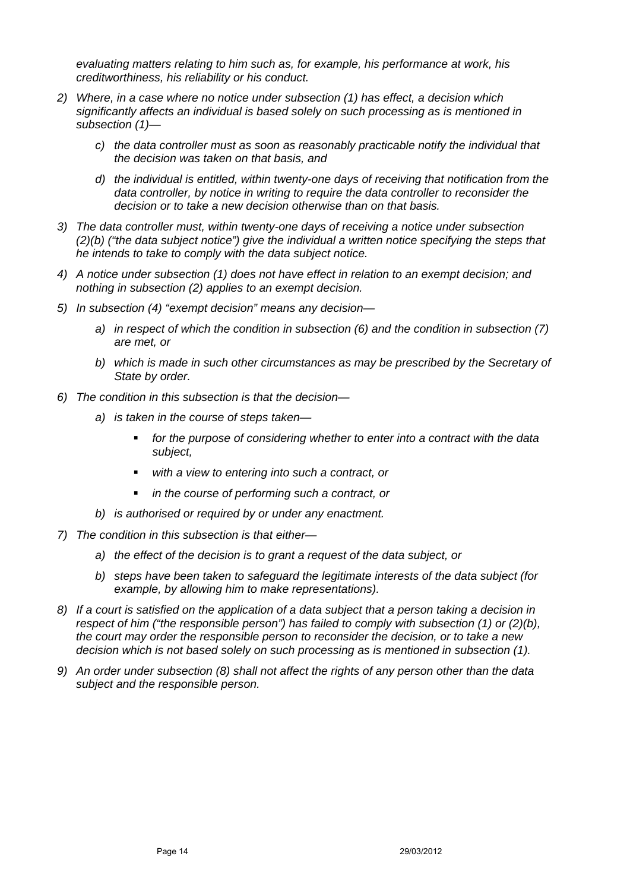*evaluating matters relating to him such as, for example, his performance at work, his creditworthiness, his reliability or his conduct.*

2) *Where, in a case where no notice under subsection (1) has effect, a decision which significantly affects an individual is based solely on such processing as is mentioned in subsection (1)—*

    c) *the data controller must as soon as reasonably practicable notify the individual that the decision was taken on that basis, and*

    d) *the individual is entitled, within twenty-one days of receiving that notification from the data controller, by notice in writing to require the data controller to reconsider the decision or to take a new decision otherwise than on that basis.*

3) *The data controller must, within twenty-one days of receiving a notice under subsection (2)(b) ("the data subject notice") give the individual a written notice specifying the steps that he intends to take to comply with the data subject notice.*

4) *A notice under subsection (1) does not have effect in relation to an exempt decision; and nothing in subsection (2) applies to an exempt decision.*

5) *In subsection (4) "exempt decision" means any decision—*

    a) *in respect of which the condition in subsection (6) and the condition in subsection (7) are met, or*

    b) *which is made in such other circumstances as may be prescribed by the Secretary of State by order.*

6) *The condition in this subsection is that the decision—*

    a) *is taken in the course of steps taken—*

        - *for the purpose of considering whether to enter into a contract with the data subject,*
        - *with a view to entering into such a contract, or*
        - *in the course of performing such a contract, or*

    b) *is authorised or required by or under any enactment.*

7) *The condition in this subsection is that either—*

    a) *the effect of the decision is to grant a request of the data subject, or*

    b) *steps have been taken to safeguard the legitimate interests of the data subject (for example, by allowing him to make representations).*

8) *If a court is satisfied on the application of a data subject that a person taking a decision in respect of him ("the responsible person") has failed to comply with subsection (1) or (2)(b), the court may order the responsible person to reconsider the decision, or to take a new decision which is not based solely on such processing as is mentioned in subsection (1).*

9) *An order under subsection (8) shall not affect the rights of any person other than the data subject and the responsible person.*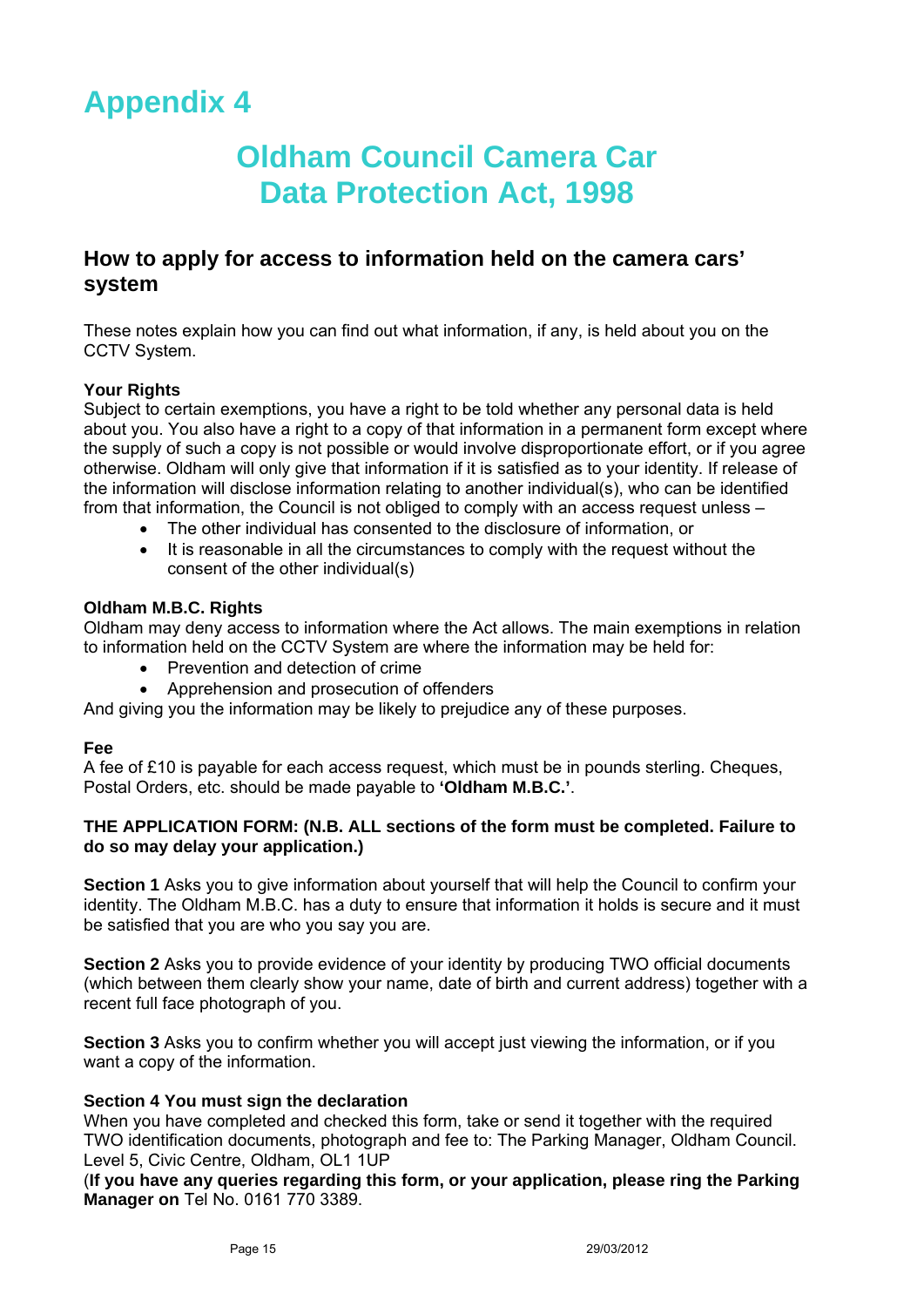# Appendix 4

# Oldham Council Camera Car
# Data Protection Act, 1998

## How to apply for access to information held on the camera cars' system

These notes explain how you can find out what information, if any, is held about you on the CCTV System.

**Your Rights**
Subject to certain exemptions, you have a right to be told whether any personal data is held about you. You also have a right to a copy of that information in a permanent form except where the supply of such a copy is not possible or would involve disproportionate effort, or if you agree otherwise. Oldham will only give that information if it is satisfied as to your identity. If release of the information will disclose information relating to another individual(s), who can be identified from that information, the Council is not obliged to comply with an access request unless –

- The other individual has consented to the disclosure of information, or
- It is reasonable in all the circumstances to comply with the request without the consent of the other individual(s)

**Oldham M.B.C. Rights**
Oldham may deny access to information where the Act allows. The main exemptions in relation to information held on the CCTV System are where the information may be held for:

- Prevention and detection of crime
- Apprehension and prosecution of offenders

And giving you the information may be likely to prejudice any of these purposes.

**Fee**
A fee of £10 is payable for each access request, which must be in pounds sterling. Cheques, Postal Orders, etc. should be made payable to **'Oldham M.B.C.'**.

**THE APPLICATION FORM: (N.B. ALL sections of the form must be completed. Failure to do so may delay your application.)**

**Section 1** Asks you to give information about yourself that will help the Council to confirm your identity. The Oldham M.B.C. has a duty to ensure that information it holds is secure and it must be satisfied that you are who you say you are.

**Section 2** Asks you to provide evidence of your identity by producing TWO official documents (which between them clearly show your name, date of birth and current address) together with a recent full face photograph of you.

**Section 3** Asks you to confirm whether you will accept just viewing the information, or if you want a copy of the information.

**Section 4 You must sign the declaration**
When you have completed and checked this form, take or send it together with the required TWO identification documents, photograph and fee to: The Parking Manager, Oldham Council. Level 5, Civic Centre, Oldham, OL1 1UP
(**If you have any queries regarding this form, or your application, please ring the Parking Manager on** Tel No. 0161 770 3389.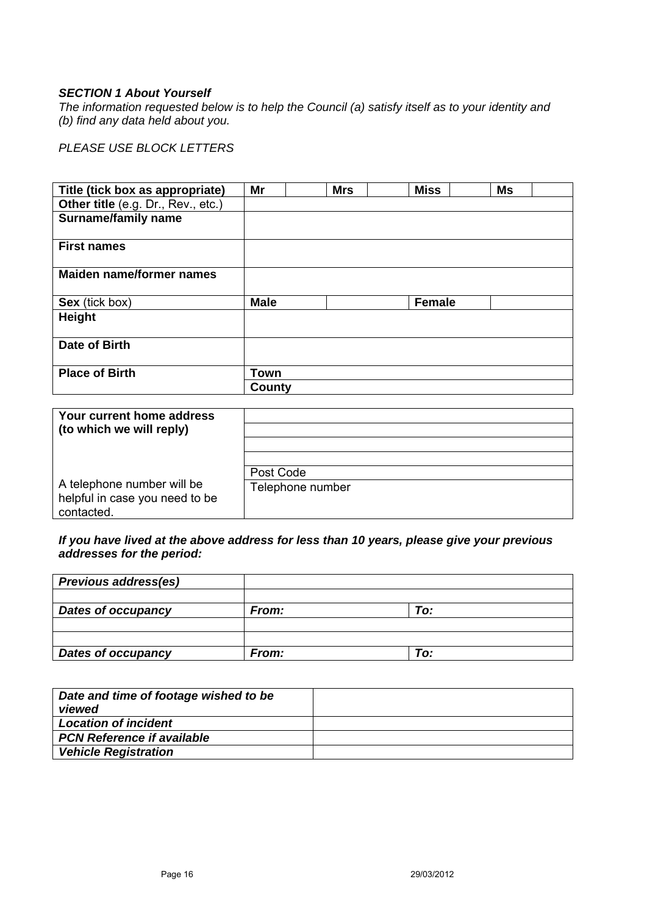***SECTION 1 About Yourself***

*The information requested below is to help the Council (a) satisfy itself as to your identity and (b) find any data held about you.*

*PLEASE USE BLOCK LETTERS*

| **Title (tick box as appropriate)** | **Mr** | | **Mrs** | | **Miss** | | **Ms** | |
|---|---|---|---|---|---|---|---|---|
| **Other title** (e.g. Dr., Rev., etc.) | | | | | | | | |
| **Surname/family name** | | | | | | | | |
| **First names** | | | | | | | | |
| **Maiden name/former names** | | | | | | | | |
| **Sex** (tick box) | **Male** | | | | **Female** | | | |
| **Height** | | | | | | | | |
| **Date of Birth** | | | | | | | | |
| **Place of Birth** | **Town** | | | | | | | |
| | **County** | | | | | | | |

| **Your current home address (to which we will reply)** | |
|---|---|
| | |
| | |
| | |
| | Post Code |
| A telephone number will be helpful in case you need to be contacted. | Telephone number |

***If you have lived at the above address for less than 10 years, please give your previous addresses for the period:***

| ***Previous address(es)*** | | |
|---|---|---|
| | | |
| ***Dates of occupancy*** | ***From:*** | ***To:*** |
| | | |
| | | |
| ***Dates of occupancy*** | ***From:*** | ***To:*** |

| ***Date and time of footage wished to be viewed*** | |
|---|---|
| ***Location of incident*** | |
| ***PCN Reference if available*** | |
| ***Vehicle Registration*** | |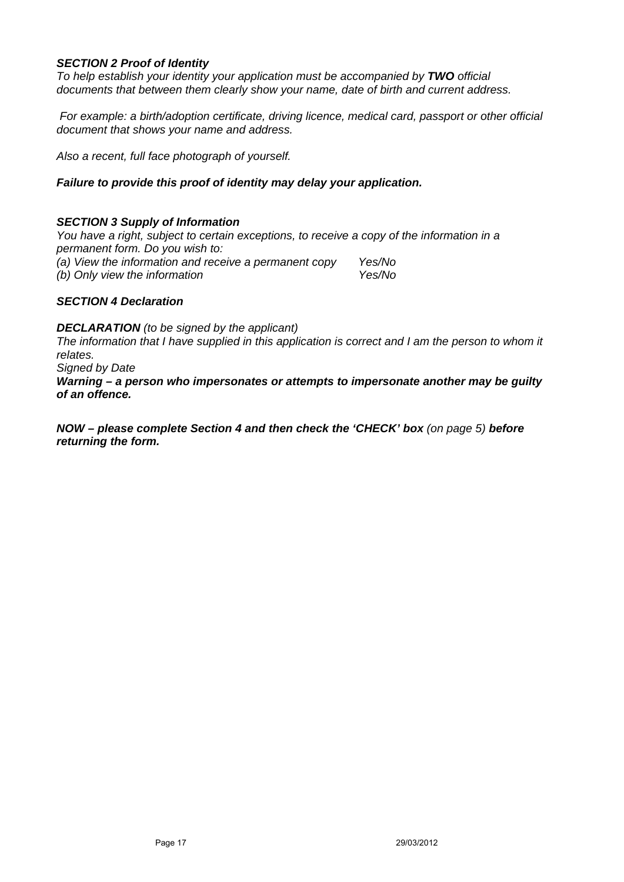***SECTION 2 Proof of Identity***

*To help establish your identity your application must be accompanied by* ***TWO*** *official documents that between them clearly show your name, date of birth and current address.*

*For example: a birth/adoption certificate, driving licence, medical card, passport or other official document that shows your name and address.*

*Also a recent, full face photograph of yourself.*

***Failure to provide this proof of identity may delay your application.***

***SECTION 3 Supply of Information***

*You have a right, subject to certain exceptions, to receive a copy of the information in a permanent form. Do you wish to:*

*(a) View the information and receive a permanent copy Yes/No*

*(b) Only view the information Yes/No*

***SECTION 4 Declaration***

***DECLARATION*** *(to be signed by the applicant)*

*The information that I have supplied in this application is correct and I am the person to whom it relates.*

*Signed by Date*

***Warning – a person who impersonates or attempts to impersonate another may be guilty of an offence.***

***NOW – please complete Section 4 and then check the 'CHECK' box*** *(on page 5)* ***before returning the form.***